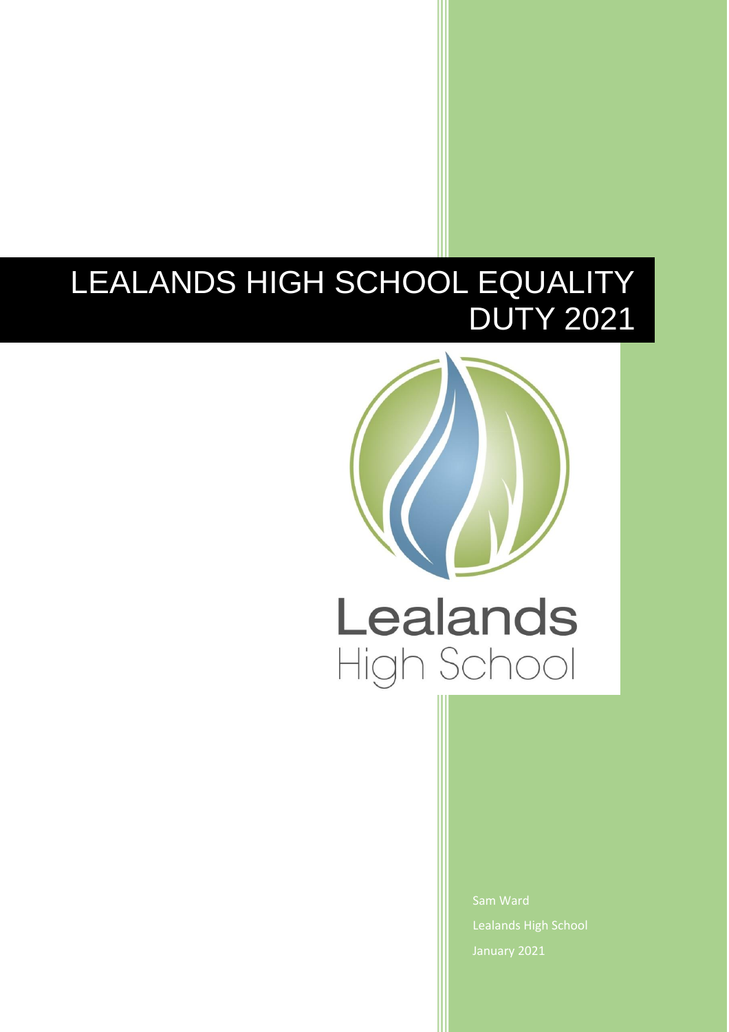# LEALANDS HIGH SCHOOL EQUALITY DUTY 2021

Lealands High School

Sam Ward

Lealands High School

January 2021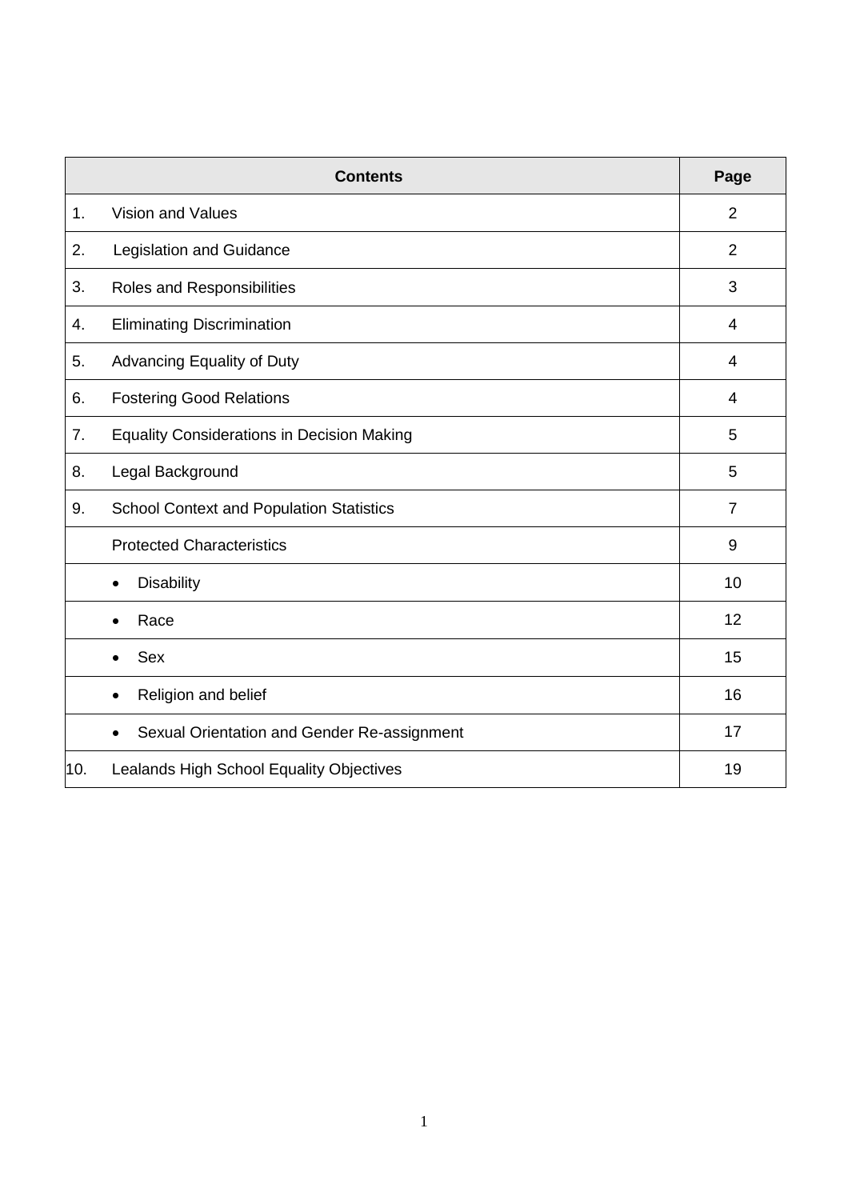| Contents | | Page |
|---|---|---|
| 1. | Vision and Values | 2 |
| 2. | Legislation and Guidance | 2 |
| 3. | Roles and Responsibilities | 3 |
| 4. | Eliminating Discrimination | 4 |
| 5. | Advancing Equality of Duty | 4 |
| 6. | Fostering Good Relations | 4 |
| 7. | Equality Considerations in Decision Making | 5 |
| 8. | Legal Background | 5 |
| 9. | School Context and Population Statistics | 7 |
| | Protected Characteristics | 9 |
| | • Disability | 10 |
| | • Race | 12 |
| | • Sex | 15 |
| | • Religion and belief | 16 |
| | • Sexual Orientation and Gender Re-assignment | 17 |
| 10. | Lealands High School Equality Objectives | 19 |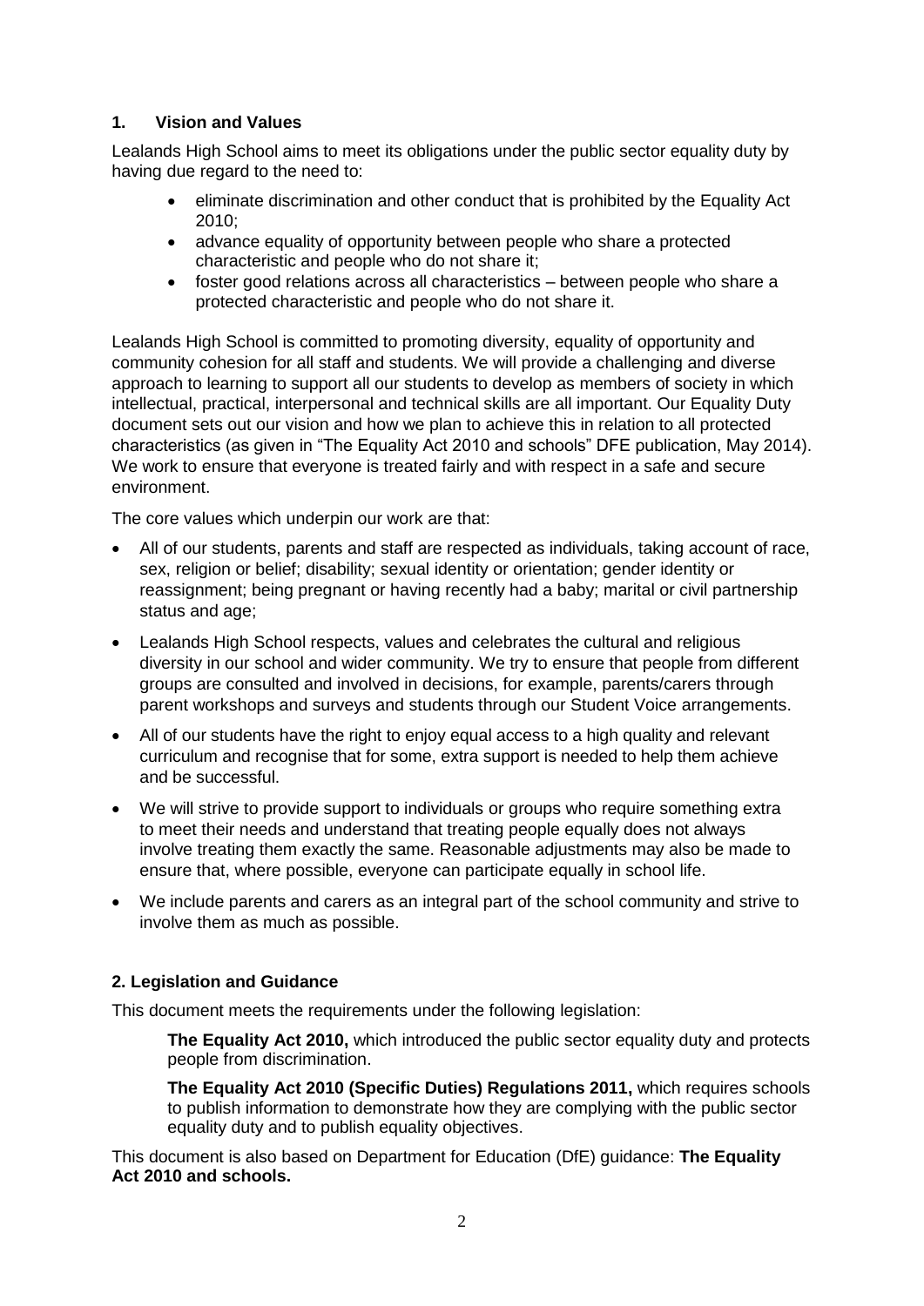## 1. Vision and Values

Lealands High School aims to meet its obligations under the public sector equality duty by having due regard to the need to:

- eliminate discrimination and other conduct that is prohibited by the Equality Act 2010;
- advance equality of opportunity between people who share a protected characteristic and people who do not share it;
- foster good relations across all characteristics – between people who share a protected characteristic and people who do not share it.

Lealands High School is committed to promoting diversity, equality of opportunity and community cohesion for all staff and students. We will provide a challenging and diverse approach to learning to support all our students to develop as members of society in which intellectual, practical, interpersonal and technical skills are all important. Our Equality Duty document sets out our vision and how we plan to achieve this in relation to all protected characteristics (as given in "The Equality Act 2010 and schools" DFE publication, May 2014). We work to ensure that everyone is treated fairly and with respect in a safe and secure environment.

The core values which underpin our work are that:

- All of our students, parents and staff are respected as individuals, taking account of race, sex, religion or belief; disability; sexual identity or orientation; gender identity or reassignment; being pregnant or having recently had a baby; marital or civil partnership status and age;
- Lealands High School respects, values and celebrates the cultural and religious diversity in our school and wider community. We try to ensure that people from different groups are consulted and involved in decisions, for example, parents/carers through parent workshops and surveys and students through our Student Voice arrangements.
- All of our students have the right to enjoy equal access to a high quality and relevant curriculum and recognise that for some, extra support is needed to help them achieve and be successful.
- We will strive to provide support to individuals or groups who require something extra to meet their needs and understand that treating people equally does not always involve treating them exactly the same. Reasonable adjustments may also be made to ensure that, where possible, everyone can participate equally in school life.
- We include parents and carers as an integral part of the school community and strive to involve them as much as possible.

## 2. Legislation and Guidance

This document meets the requirements under the following legislation:

**The Equality Act 2010,** which introduced the public sector equality duty and protects people from discrimination.

**The Equality Act 2010 (Specific Duties) Regulations 2011,** which requires schools to publish information to demonstrate how they are complying with the public sector equality duty and to publish equality objectives.

This document is also based on Department for Education (DfE) guidance: **The Equality Act 2010 and schools.**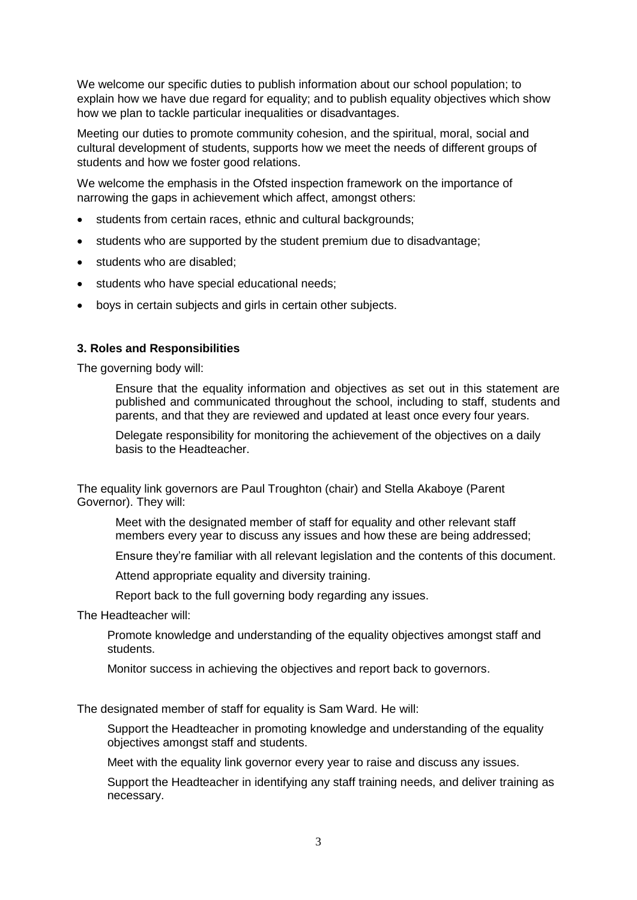We welcome our specific duties to publish information about our school population; to explain how we have due regard for equality; and to publish equality objectives which show how we plan to tackle particular inequalities or disadvantages.

Meeting our duties to promote community cohesion, and the spiritual, moral, social and cultural development of students, supports how we meet the needs of different groups of students and how we foster good relations.

We welcome the emphasis in the Ofsted inspection framework on the importance of narrowing the gaps in achievement which affect, amongst others:

- students from certain races, ethnic and cultural backgrounds;
- students who are supported by the student premium due to disadvantage;
- students who are disabled;
- students who have special educational needs;
- boys in certain subjects and girls in certain other subjects.

### 3. Roles and Responsibilities

The governing body will:

Ensure that the equality information and objectives as set out in this statement are published and communicated throughout the school, including to staff, students and parents, and that they are reviewed and updated at least once every four years.

Delegate responsibility for monitoring the achievement of the objectives on a daily basis to the Headteacher.

The equality link governors are Paul Troughton (chair) and Stella Akaboye (Parent Governor). They will:

Meet with the designated member of staff for equality and other relevant staff members every year to discuss any issues and how these are being addressed;

Ensure they're familiar with all relevant legislation and the contents of this document.

Attend appropriate equality and diversity training.

Report back to the full governing body regarding any issues.

The Headteacher will:

Promote knowledge and understanding of the equality objectives amongst staff and students.

Monitor success in achieving the objectives and report back to governors.

The designated member of staff for equality is Sam Ward. He will:

Support the Headteacher in promoting knowledge and understanding of the equality objectives amongst staff and students.

Meet with the equality link governor every year to raise and discuss any issues.

Support the Headteacher in identifying any staff training needs, and deliver training as necessary.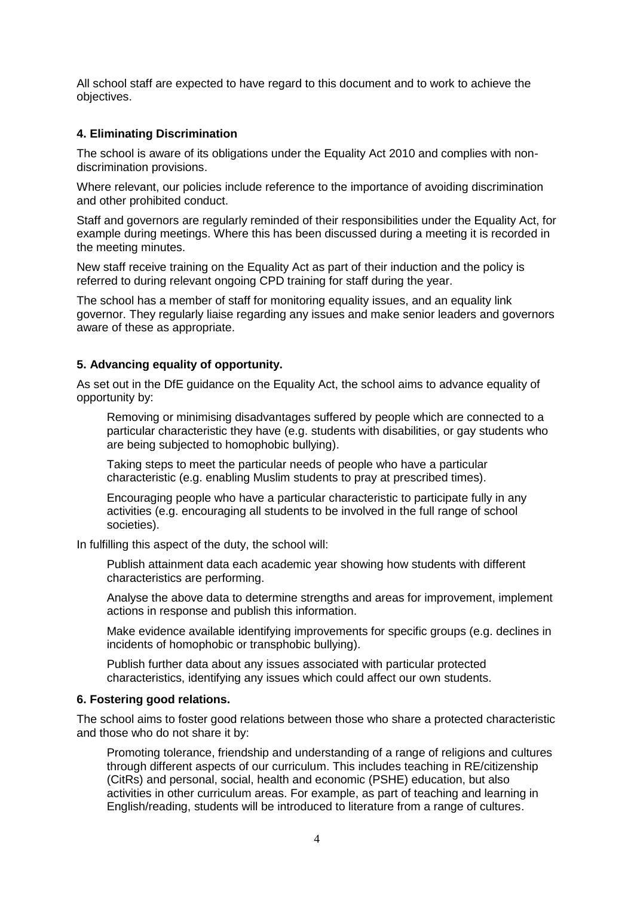All school staff are expected to have regard to this document and to work to achieve the objectives.

### 4. Eliminating Discrimination

The school is aware of its obligations under the Equality Act 2010 and complies with non-discrimination provisions.

Where relevant, our policies include reference to the importance of avoiding discrimination and other prohibited conduct.

Staff and governors are regularly reminded of their responsibilities under the Equality Act, for example during meetings. Where this has been discussed during a meeting it is recorded in the meeting minutes.

New staff receive training on the Equality Act as part of their induction and the policy is referred to during relevant ongoing CPD training for staff during the year.

The school has a member of staff for monitoring equality issues, and an equality link governor. They regularly liaise regarding any issues and make senior leaders and governors aware of these as appropriate.

### 5. Advancing equality of opportunity.

As set out in the DfE guidance on the Equality Act, the school aims to advance equality of opportunity by:

- Removing or minimising disadvantages suffered by people which are connected to a particular characteristic they have (e.g. students with disabilities, or gay students who are being subjected to homophobic bullying).
- Taking steps to meet the particular needs of people who have a particular characteristic (e.g. enabling Muslim students to pray at prescribed times).
- Encouraging people who have a particular characteristic to participate fully in any activities (e.g. encouraging all students to be involved in the full range of school societies).

In fulfilling this aspect of the duty, the school will:

- Publish attainment data each academic year showing how students with different characteristics are performing.
- Analyse the above data to determine strengths and areas for improvement, implement actions in response and publish this information.
- Make evidence available identifying improvements for specific groups (e.g. declines in incidents of homophobic or transphobic bullying).
- Publish further data about any issues associated with particular protected characteristics, identifying any issues which could affect our own students.

### 6. Fostering good relations.

The school aims to foster good relations between those who share a protected characteristic and those who do not share it by:

- Promoting tolerance, friendship and understanding of a range of religions and cultures through different aspects of our curriculum. This includes teaching in RE/citizenship (CitRs) and personal, social, health and economic (PSHE) education, but also activities in other curriculum areas. For example, as part of teaching and learning in English/reading, students will be introduced to literature from a range of cultures.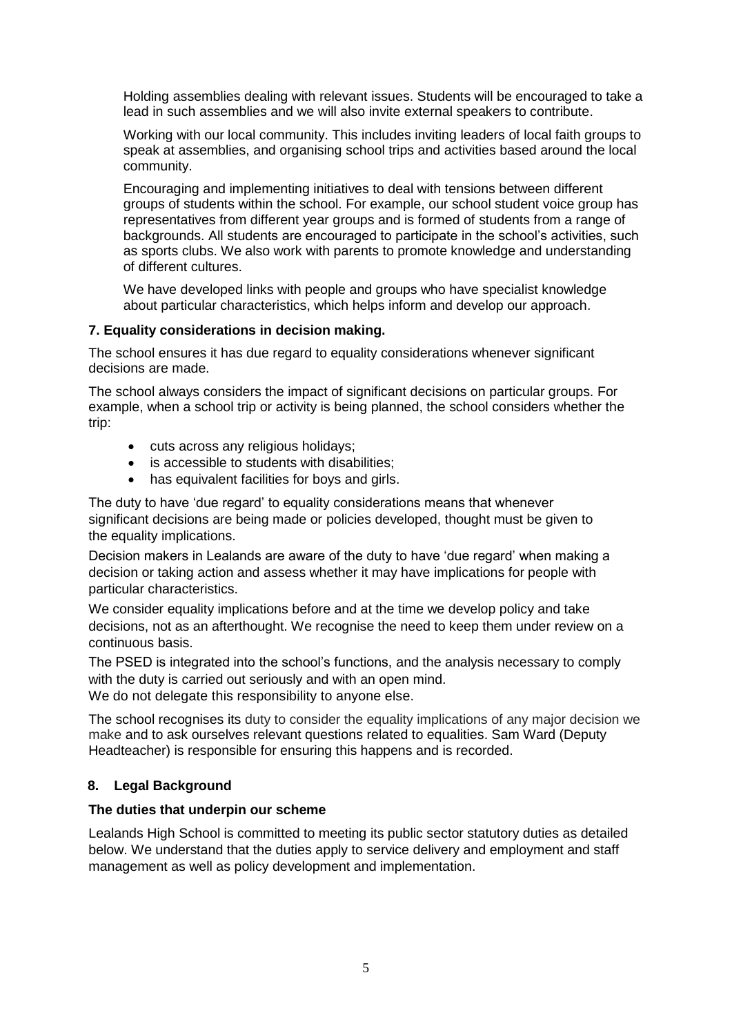Holding assemblies dealing with relevant issues. Students will be encouraged to take a lead in such assemblies and we will also invite external speakers to contribute.

Working with our local community. This includes inviting leaders of local faith groups to speak at assemblies, and organising school trips and activities based around the local community.

Encouraging and implementing initiatives to deal with tensions between different groups of students within the school. For example, our school student voice group has representatives from different year groups and is formed of students from a range of backgrounds. All students are encouraged to participate in the school's activities, such as sports clubs. We also work with parents to promote knowledge and understanding of different cultures.

We have developed links with people and groups who have specialist knowledge about particular characteristics, which helps inform and develop our approach.

### 7. Equality considerations in decision making.

The school ensures it has due regard to equality considerations whenever significant decisions are made.

The school always considers the impact of significant decisions on particular groups. For example, when a school trip or activity is being planned, the school considers whether the trip:

- cuts across any religious holidays;
- is accessible to students with disabilities;
- has equivalent facilities for boys and girls.

The duty to have 'due regard' to equality considerations means that whenever significant decisions are being made or policies developed, thought must be given to the equality implications.

Decision makers in Lealands are aware of the duty to have 'due regard' when making a decision or taking action and assess whether it may have implications for people with particular characteristics.

We consider equality implications before and at the time we develop policy and take decisions, not as an afterthought. We recognise the need to keep them under review on a continuous basis.

The PSED is integrated into the school's functions, and the analysis necessary to comply with the duty is carried out seriously and with an open mind.
We do not delegate this responsibility to anyone else.

The school recognises its duty to consider the equality implications of any major decision we make and to ask ourselves relevant questions related to equalities. Sam Ward (Deputy Headteacher) is responsible for ensuring this happens and is recorded.

### 8. Legal Background

#### The duties that underpin our scheme

Lealands High School is committed to meeting its public sector statutory duties as detailed below. We understand that the duties apply to service delivery and employment and staff management as well as policy development and implementation.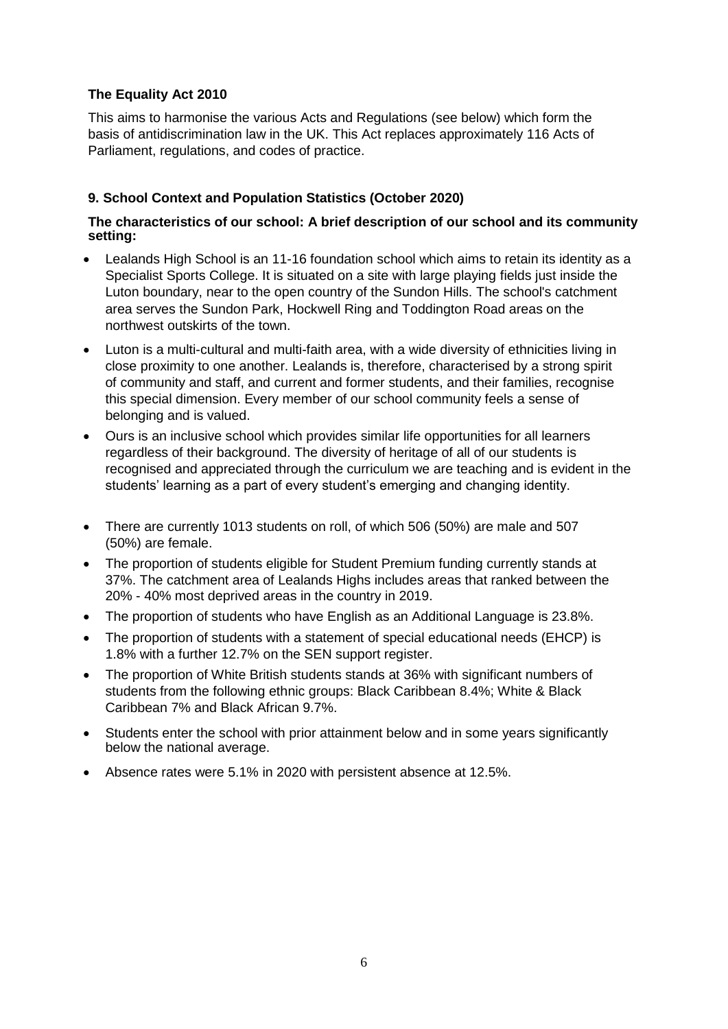### The Equality Act 2010

This aims to harmonise the various Acts and Regulations (see below) which form the basis of antidiscrimination law in the UK. This Act replaces approximately 116 Acts of Parliament, regulations, and codes of practice.

### 9. School Context and Population Statistics (October 2020)

**The characteristics of our school: A brief description of our school and its community setting:**

- Lealands High School is an 11-16 foundation school which aims to retain its identity as a Specialist Sports College. It is situated on a site with large playing fields just inside the Luton boundary, near to the open country of the Sundon Hills. The school's catchment area serves the Sundon Park, Hockwell Ring and Toddington Road areas on the northwest outskirts of the town.
- Luton is a multi-cultural and multi-faith area, with a wide diversity of ethnicities living in close proximity to one another. Lealands is, therefore, characterised by a strong spirit of community and staff, and current and former students, and their families, recognise this special dimension. Every member of our school community feels a sense of belonging and is valued.
- Ours is an inclusive school which provides similar life opportunities for all learners regardless of their background. The diversity of heritage of all of our students is recognised and appreciated through the curriculum we are teaching and is evident in the students' learning as a part of every student's emerging and changing identity.
- There are currently 1013 students on roll, of which 506 (50%) are male and 507 (50%) are female.
- The proportion of students eligible for Student Premium funding currently stands at 37%. The catchment area of Lealands Highs includes areas that ranked between the 20% - 40% most deprived areas in the country in 2019.
- The proportion of students who have English as an Additional Language is 23.8%.
- The proportion of students with a statement of special educational needs (EHCP) is 1.8% with a further 12.7% on the SEN support register.
- The proportion of White British students stands at 36% with significant numbers of students from the following ethnic groups: Black Caribbean 8.4%; White & Black Caribbean 7% and Black African 9.7%.
- Students enter the school with prior attainment below and in some years significantly below the national average.
- Absence rates were 5.1% in 2020 with persistent absence at 12.5%.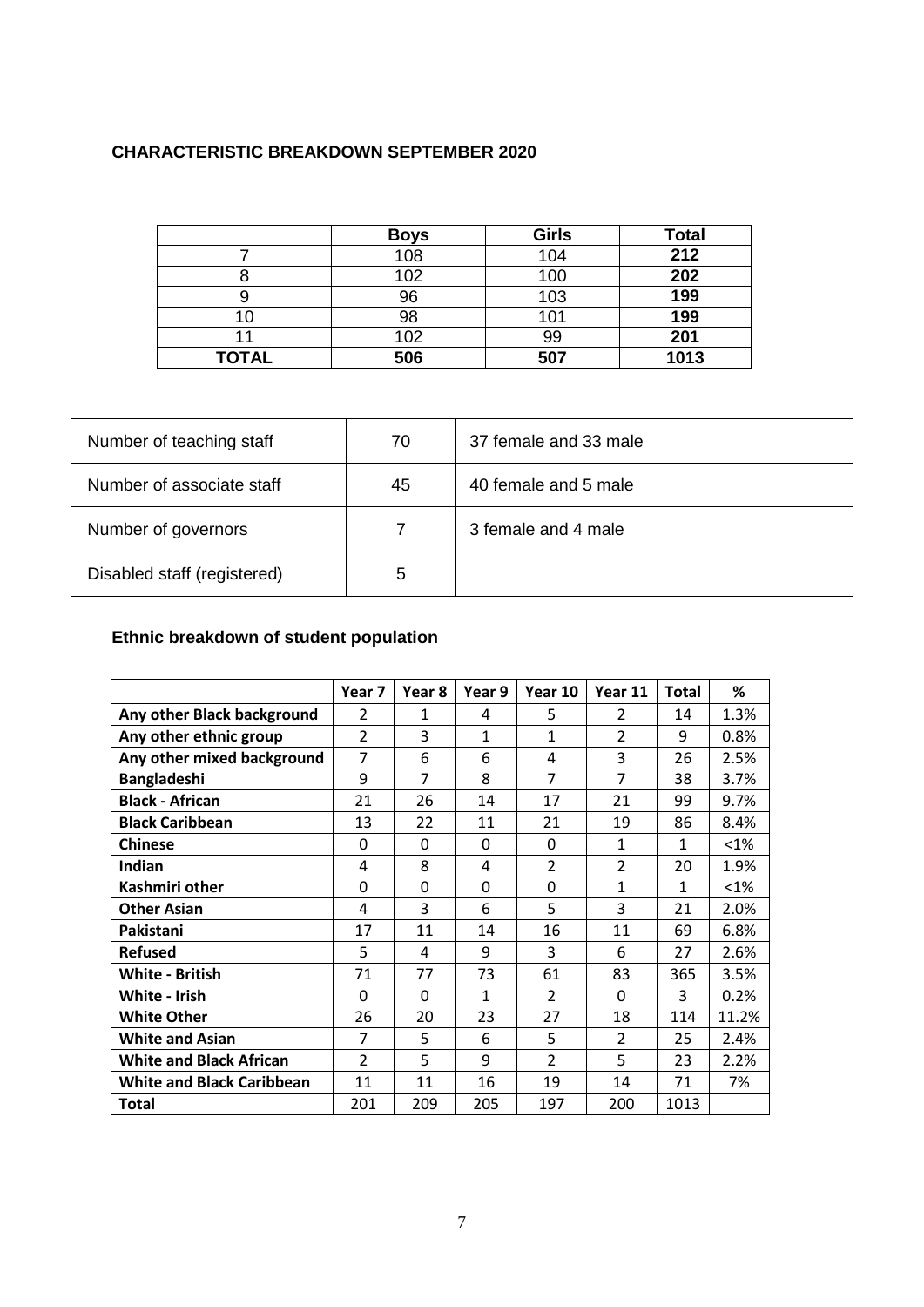**CHARACTERISTIC BREAKDOWN SEPTEMBER 2020**

| | **Boys** | **Girls** | **Total** |
|---|---|---|---|
| 7 | 108 | 104 | **212** |
| 8 | 102 | 100 | **202** |
| 9 | 96 | 103 | **199** |
| 10 | 98 | 101 | **199** |
| 11 | 102 | 99 | **201** |
| **TOTAL** | **506** | **507** | **1013** |

| | | |
|---|---|---|
| Number of teaching staff | 70 | 37 female and 33 male |
| Number of associate staff | 45 | 40 female and 5 male |
| Number of governors | 7 | 3 female and 4 male |
| Disabled staff (registered) | 5 | |

**Ethnic breakdown of student population**

| | **Year 7** | **Year 8** | **Year 9** | **Year 10** | **Year 11** | **Total** | **%** |
|---|---|---|---|---|---|---|---|
| **Any other Black background** | 2 | 1 | 4 | 5 | 2 | 14 | 1.3% |
| **Any other ethnic group** | 2 | 3 | 1 | 1 | 2 | 9 | 0.8% |
| **Any other mixed background** | 7 | 6 | 6 | 4 | 3 | 26 | 2.5% |
| **Bangladeshi** | 9 | 7 | 8 | 7 | 7 | 38 | 3.7% |
| **Black - African** | 21 | 26 | 14 | 17 | 21 | 99 | 9.7% |
| **Black Caribbean** | 13 | 22 | 11 | 21 | 19 | 86 | 8.4% |
| **Chinese** | 0 | 0 | 0 | 0 | 1 | 1 | <1% |
| **Indian** | 4 | 8 | 4 | 2 | 2 | 20 | 1.9% |
| **Kashmiri other** | 0 | 0 | 0 | 0 | 1 | 1 | <1% |
| **Other Asian** | 4 | 3 | 6 | 5 | 3 | 21 | 2.0% |
| **Pakistani** | 17 | 11 | 14 | 16 | 11 | 69 | 6.8% |
| **Refused** | 5 | 4 | 9 | 3 | 6 | 27 | 2.6% |
| **White - British** | 71 | 77 | 73 | 61 | 83 | 365 | 3.5% |
| **White - Irish** | 0 | 0 | 1 | 2 | 0 | 3 | 0.2% |
| **White Other** | 26 | 20 | 23 | 27 | 18 | 114 | 11.2% |
| **White and Asian** | 7 | 5 | 6 | 5 | 2 | 25 | 2.4% |
| **White and Black African** | 2 | 5 | 9 | 2 | 5 | 23 | 2.2% |
| **White and Black Caribbean** | 11 | 11 | 16 | 19 | 14 | 71 | 7% |
| **Total** | 201 | 209 | 205 | 197 | 200 | 1013 | |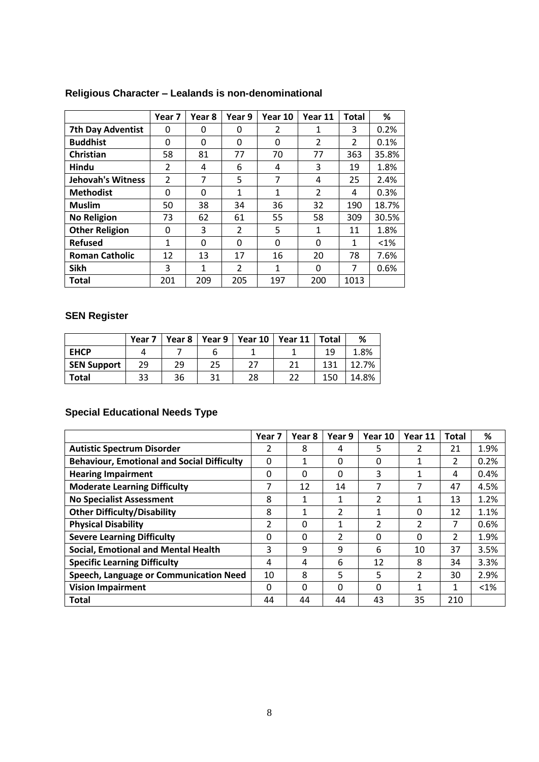## Religious Character – Lealands is non-denominational

| | Year 7 | Year 8 | Year 9 | Year 10 | Year 11 | Total | % |
|---|---|---|---|---|---|---|---|
| **7th Day Adventist** | 0 | 0 | 0 | 2 | 1 | 3 | 0.2% |
| **Buddhist** | 0 | 0 | 0 | 0 | 2 | 2 | 0.1% |
| **Christian** | 58 | 81 | 77 | 70 | 77 | 363 | 35.8% |
| **Hindu** | 2 | 4 | 6 | 4 | 3 | 19 | 1.8% |
| **Jehovah's Witness** | 2 | 7 | 5 | 7 | 4 | 25 | 2.4% |
| **Methodist** | 0 | 0 | 1 | 1 | 2 | 4 | 0.3% |
| **Muslim** | 50 | 38 | 34 | 36 | 32 | 190 | 18.7% |
| **No Religion** | 73 | 62 | 61 | 55 | 58 | 309 | 30.5% |
| **Other Religion** | 0 | 3 | 2 | 5 | 1 | 11 | 1.8% |
| **Refused** | 1 | 0 | 0 | 0 | 0 | 1 | <1% |
| **Roman Catholic** | 12 | 13 | 17 | 16 | 20 | 78 | 7.6% |
| **Sikh** | 3 | 1 | 2 | 1 | 0 | 7 | 0.6% |
| **Total** | 201 | 209 | 205 | 197 | 200 | 1013 | |

## SEN Register

| | Year 7 | Year 8 | Year 9 | Year 10 | Year 11 | Total | % |
|---|---|---|---|---|---|---|---|
| **EHCP** | 4 | 7 | 6 | 1 | 1 | 19 | 1.8% |
| **SEN Support** | 29 | 29 | 25 | 27 | 21 | 131 | 12.7% |
| **Total** | 33 | 36 | 31 | 28 | 22 | 150 | 14.8% |

## Special Educational Needs Type

| | Year 7 | Year 8 | Year 9 | Year 10 | Year 11 | Total | % |
|---|---|---|---|---|---|---|---|
| **Autistic Spectrum Disorder** | 2 | 8 | 4 | 5 | 2 | 21 | 1.9% |
| **Behaviour, Emotional and Social Difficulty** | 0 | 1 | 0 | 0 | 1 | 2 | 0.2% |
| **Hearing Impairment** | 0 | 0 | 0 | 3 | 1 | 4 | 0.4% |
| **Moderate Learning Difficulty** | 7 | 12 | 14 | 7 | 7 | 47 | 4.5% |
| **No Specialist Assessment** | 8 | 1 | 1 | 2 | 1 | 13 | 1.2% |
| **Other Difficulty/Disability** | 8 | 1 | 2 | 1 | 0 | 12 | 1.1% |
| **Physical Disability** | 2 | 0 | 1 | 2 | 2 | 7 | 0.6% |
| **Severe Learning Difficulty** | 0 | 0 | 2 | 0 | 0 | 2 | 1.9% |
| **Social, Emotional and Mental Health** | 3 | 9 | 9 | 6 | 10 | 37 | 3.5% |
| **Specific Learning Difficulty** | 4 | 4 | 6 | 12 | 8 | 34 | 3.3% |
| **Speech, Language or Communication Need** | 10 | 8 | 5 | 5 | 2 | 30 | 2.9% |
| **Vision Impairment** | 0 | 0 | 0 | 0 | 1 | 1 | <1% |
| **Total** | 44 | 44 | 44 | 43 | 35 | 210 | |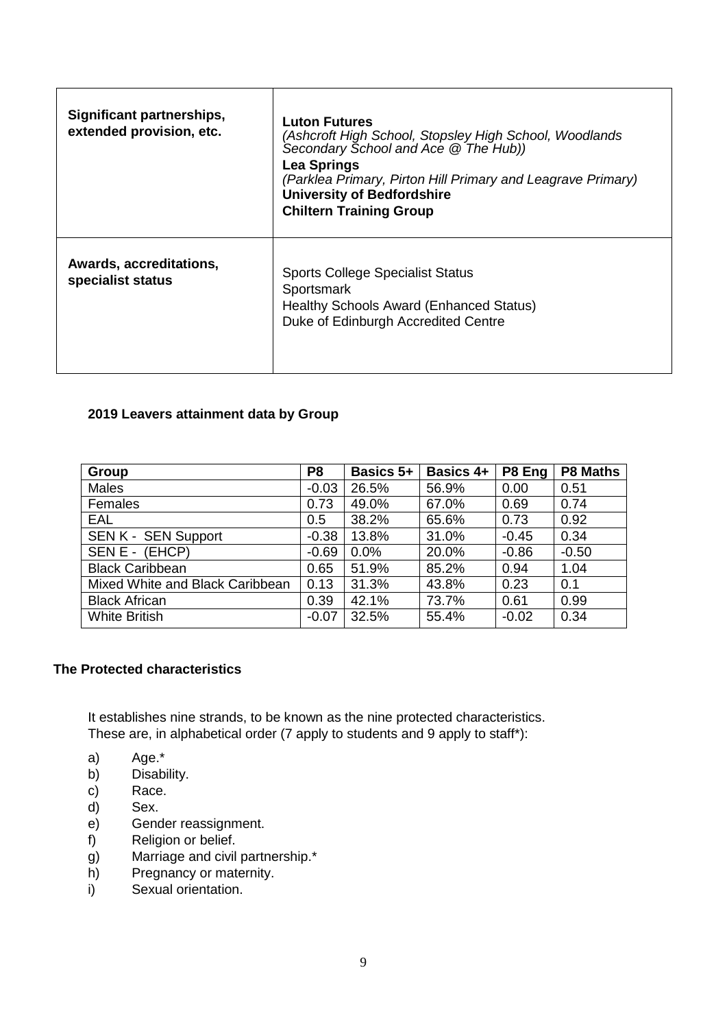| **Significant partnerships, extended provision, etc.** | **Luton Futures**<br>*(Ashcroft High School, Stopsley High School, Woodlands Secondary School and Ace @ The Hub))*<br>**Lea Springs**<br>*(Parklea Primary, Pirton Hill Primary and Leagrave Primary)*<br>**University of Bedfordshire**<br>**Chiltern Training Group** |
|---|---|
| **Awards, accreditations, specialist status** | Sports College Specialist Status<br>Sportsmark<br>Healthy Schools Award (Enhanced Status)<br>Duke of Edinburgh Accredited Centre |

**2019 Leavers attainment data by Group**

| Group | P8 | Basics 5+ | Basics 4+ | P8 Eng | P8 Maths |
|---|---|---|---|---|---|
| Males | -0.03 | 26.5% | 56.9% | 0.00 | 0.51 |
| Females | 0.73 | 49.0% | 67.0% | 0.69 | 0.74 |
| EAL | 0.5 | 38.2% | 65.6% | 0.73 | 0.92 |
| SEN K - SEN Support | -0.38 | 13.8% | 31.0% | -0.45 | 0.34 |
| SEN E - (EHCP) | -0.69 | 0.0% | 20.0% | -0.86 | -0.50 |
| Black Caribbean | 0.65 | 51.9% | 85.2% | 0.94 | 1.04 |
| Mixed White and Black Caribbean | 0.13 | 31.3% | 43.8% | 0.23 | 0.1 |
| Black African | 0.39 | 42.1% | 73.7% | 0.61 | 0.99 |
| White British | -0.07 | 32.5% | 55.4% | -0.02 | 0.34 |

**The Protected characteristics**

It establishes nine strands, to be known as the nine protected characteristics. These are, in alphabetical order (7 apply to students and 9 apply to staff*):

a) Age.*
b) Disability.
c) Race.
d) Sex.
e) Gender reassignment.
f) Religion or belief.
g) Marriage and civil partnership.*
h) Pregnancy or maternity.
i) Sexual orientation.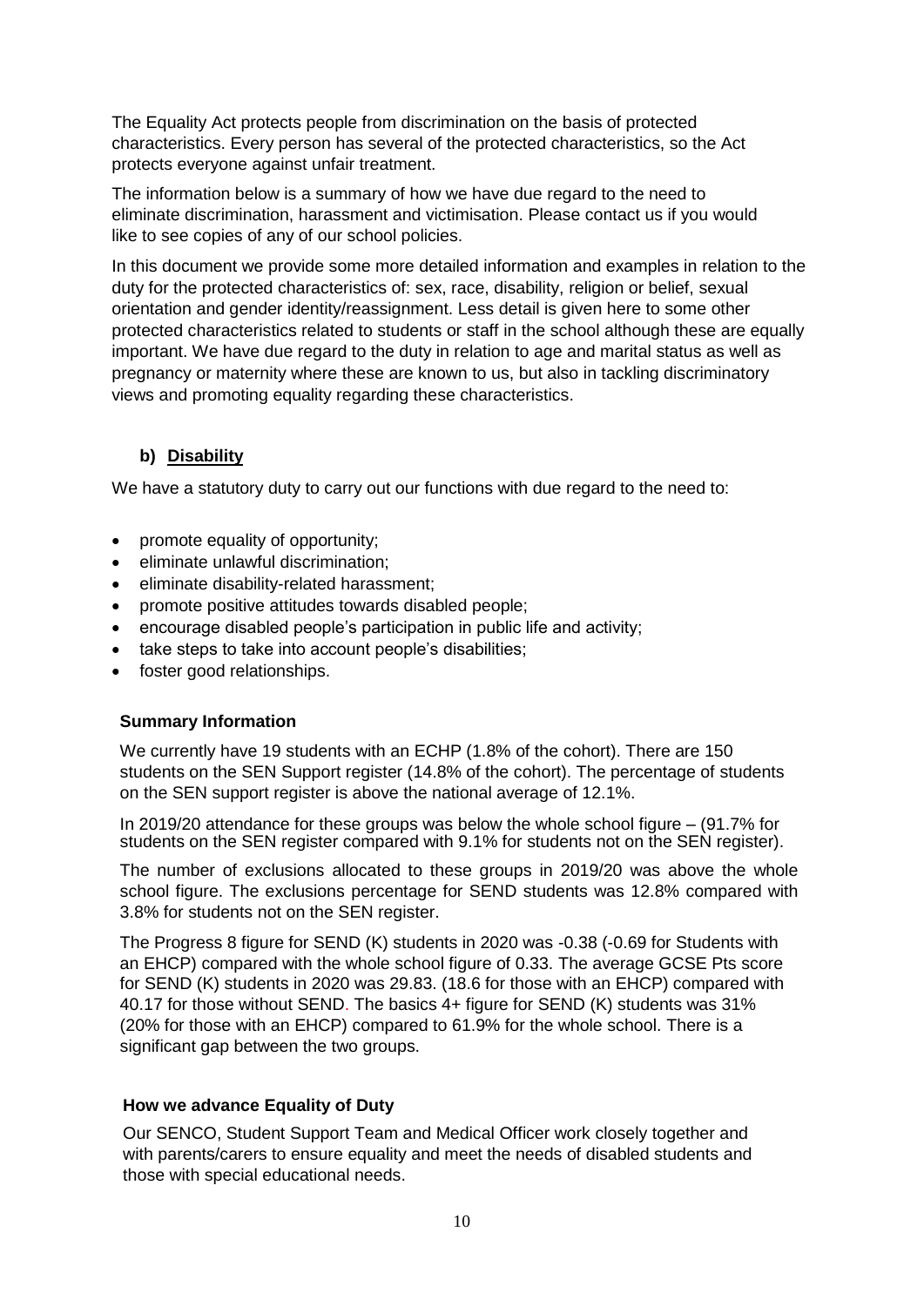The Equality Act protects people from discrimination on the basis of protected characteristics. Every person has several of the protected characteristics, so the Act protects everyone against unfair treatment.

The information below is a summary of how we have due regard to the need to eliminate discrimination, harassment and victimisation. Please contact us if you would like to see copies of any of our school policies.

In this document we provide some more detailed information and examples in relation to the duty for the protected characteristics of: sex, race, disability, religion or belief, sexual orientation and gender identity/reassignment. Less detail is given here to some other protected characteristics related to students or staff in the school although these are equally important. We have due regard to the duty in relation to age and marital status as well as pregnancy or maternity where these are known to us, but also in tackling discriminatory views and promoting equality regarding these characteristics.

### b) Disability

We have a statutory duty to carry out our functions with due regard to the need to:

- promote equality of opportunity;
- eliminate unlawful discrimination;
- eliminate disability-related harassment;
- promote positive attitudes towards disabled people;
- encourage disabled people's participation in public life and activity;
- take steps to take into account people's disabilities;
- foster good relationships.

#### Summary Information

We currently have 19 students with an ECHP (1.8% of the cohort). There are 150 students on the SEN Support register (14.8% of the cohort). The percentage of students on the SEN support register is above the national average of 12.1%.

In 2019/20 attendance for these groups was below the whole school figure – (91.7% for students on the SEN register compared with 9.1% for students not on the SEN register).

The number of exclusions allocated to these groups in 2019/20 was above the whole school figure. The exclusions percentage for SEND students was 12.8% compared with 3.8% for students not on the SEN register.

The Progress 8 figure for SEND (K) students in 2020 was -0.38 (-0.69 for Students with an EHCP) compared with the whole school figure of 0.33. The average GCSE Pts score for SEND (K) students in 2020 was 29.83. (18.6 for those with an EHCP) compared with 40.17 for those without SEND. The basics 4+ figure for SEND (K) students was 31% (20% for those with an EHCP) compared to 61.9% for the whole school. There is a significant gap between the two groups.

#### How we advance Equality of Duty

Our SENCO, Student Support Team and Medical Officer work closely together and with parents/carers to ensure equality and meet the needs of disabled students and those with special educational needs.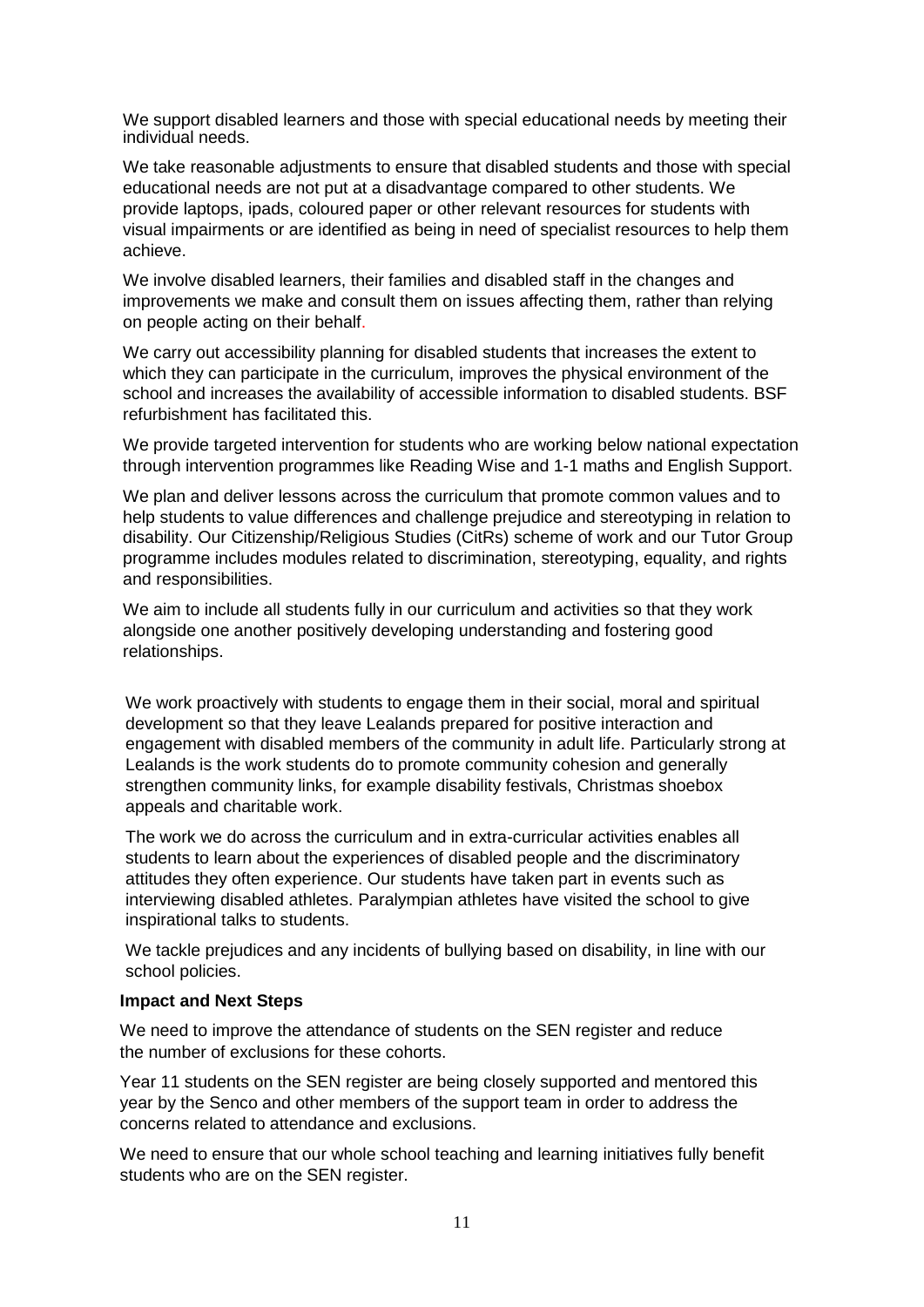We support disabled learners and those with special educational needs by meeting their individual needs.

We take reasonable adjustments to ensure that disabled students and those with special educational needs are not put at a disadvantage compared to other students. We provide laptops, ipads, coloured paper or other relevant resources for students with visual impairments or are identified as being in need of specialist resources to help them achieve.

We involve disabled learners, their families and disabled staff in the changes and improvements we make and consult them on issues affecting them, rather than relying on people acting on their behalf.

We carry out accessibility planning for disabled students that increases the extent to which they can participate in the curriculum, improves the physical environment of the school and increases the availability of accessible information to disabled students. BSF refurbishment has facilitated this.

We provide targeted intervention for students who are working below national expectation through intervention programmes like Reading Wise and 1-1 maths and English Support.

We plan and deliver lessons across the curriculum that promote common values and to help students to value differences and challenge prejudice and stereotyping in relation to disability. Our Citizenship/Religious Studies (CitRs) scheme of work and our Tutor Group programme includes modules related to discrimination, stereotyping, equality, and rights and responsibilities.

We aim to include all students fully in our curriculum and activities so that they work alongside one another positively developing understanding and fostering good relationships.

We work proactively with students to engage them in their social, moral and spiritual development so that they leave Lealands prepared for positive interaction and engagement with disabled members of the community in adult life. Particularly strong at Lealands is the work students do to promote community cohesion and generally strengthen community links, for example disability festivals, Christmas shoebox appeals and charitable work.

The work we do across the curriculum and in extra-curricular activities enables all students to learn about the experiences of disabled people and the discriminatory attitudes they often experience. Our students have taken part in events such as interviewing disabled athletes. Paralympian athletes have visited the school to give inspirational talks to students.

We tackle prejudices and any incidents of bullying based on disability, in line with our school policies.

**Impact and Next Steps**

We need to improve the attendance of students on the SEN register and reduce the number of exclusions for these cohorts.

Year 11 students on the SEN register are being closely supported and mentored this year by the Senco and other members of the support team in order to address the concerns related to attendance and exclusions.

We need to ensure that our whole school teaching and learning initiatives fully benefit students who are on the SEN register.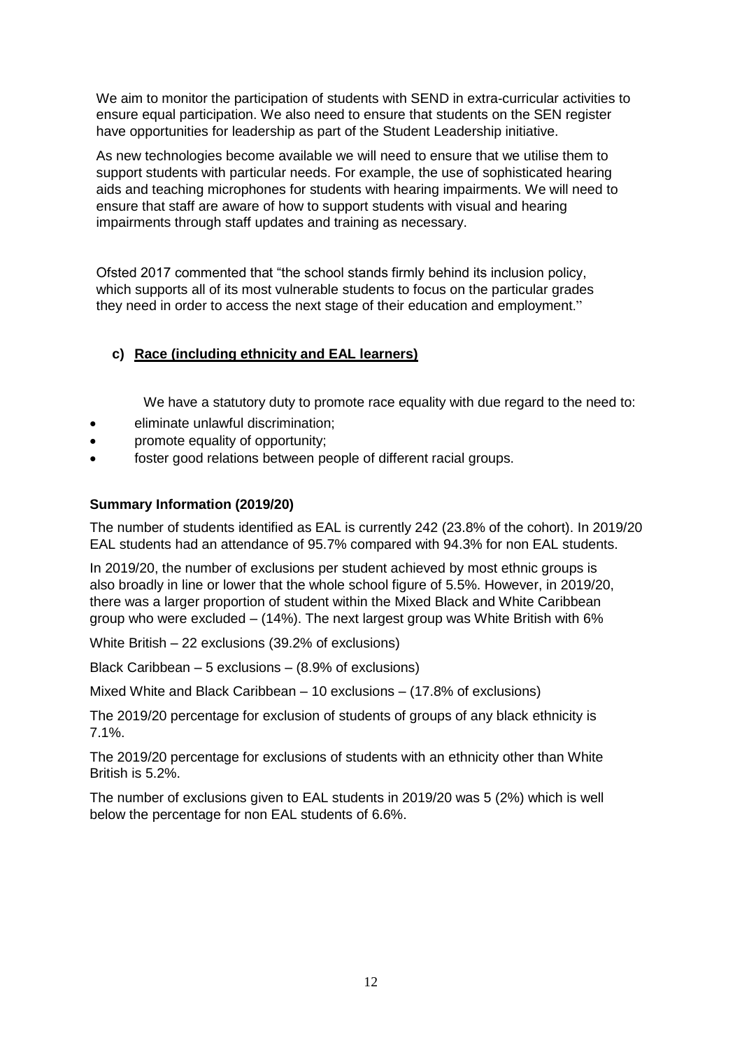We aim to monitor the participation of students with SEND in extra-curricular activities to ensure equal participation. We also need to ensure that students on the SEN register have opportunities for leadership as part of the Student Leadership initiative.

As new technologies become available we will need to ensure that we utilise them to support students with particular needs. For example, the use of sophisticated hearing aids and teaching microphones for students with hearing impairments. We will need to ensure that staff are aware of how to support students with visual and hearing impairments through staff updates and training as necessary.

Ofsted 2017 commented that "the school stands firmly behind its inclusion policy, which supports all of its most vulnerable students to focus on the particular grades they need in order to access the next stage of their education and employment."

### c) Race (including ethnicity and EAL learners)

We have a statutory duty to promote race equality with due regard to the need to:

- eliminate unlawful discrimination;
- promote equality of opportunity;
- foster good relations between people of different racial groups.

**Summary Information (2019/20)**

The number of students identified as EAL is currently 242 (23.8% of the cohort). In 2019/20 EAL students had an attendance of 95.7% compared with 94.3% for non EAL students.

In 2019/20, the number of exclusions per student achieved by most ethnic groups is also broadly in line or lower that the whole school figure of 5.5%. However, in 2019/20, there was a larger proportion of student within the Mixed Black and White Caribbean group who were excluded – (14%). The next largest group was White British with 6%

White British – 22 exclusions (39.2% of exclusions)

Black Caribbean – 5 exclusions – (8.9% of exclusions)

Mixed White and Black Caribbean – 10 exclusions – (17.8% of exclusions)

The 2019/20 percentage for exclusion of students of groups of any black ethnicity is 7.1%.

The 2019/20 percentage for exclusions of students with an ethnicity other than White British is 5.2%.

The number of exclusions given to EAL students in 2019/20 was 5 (2%) which is well below the percentage for non EAL students of 6.6%.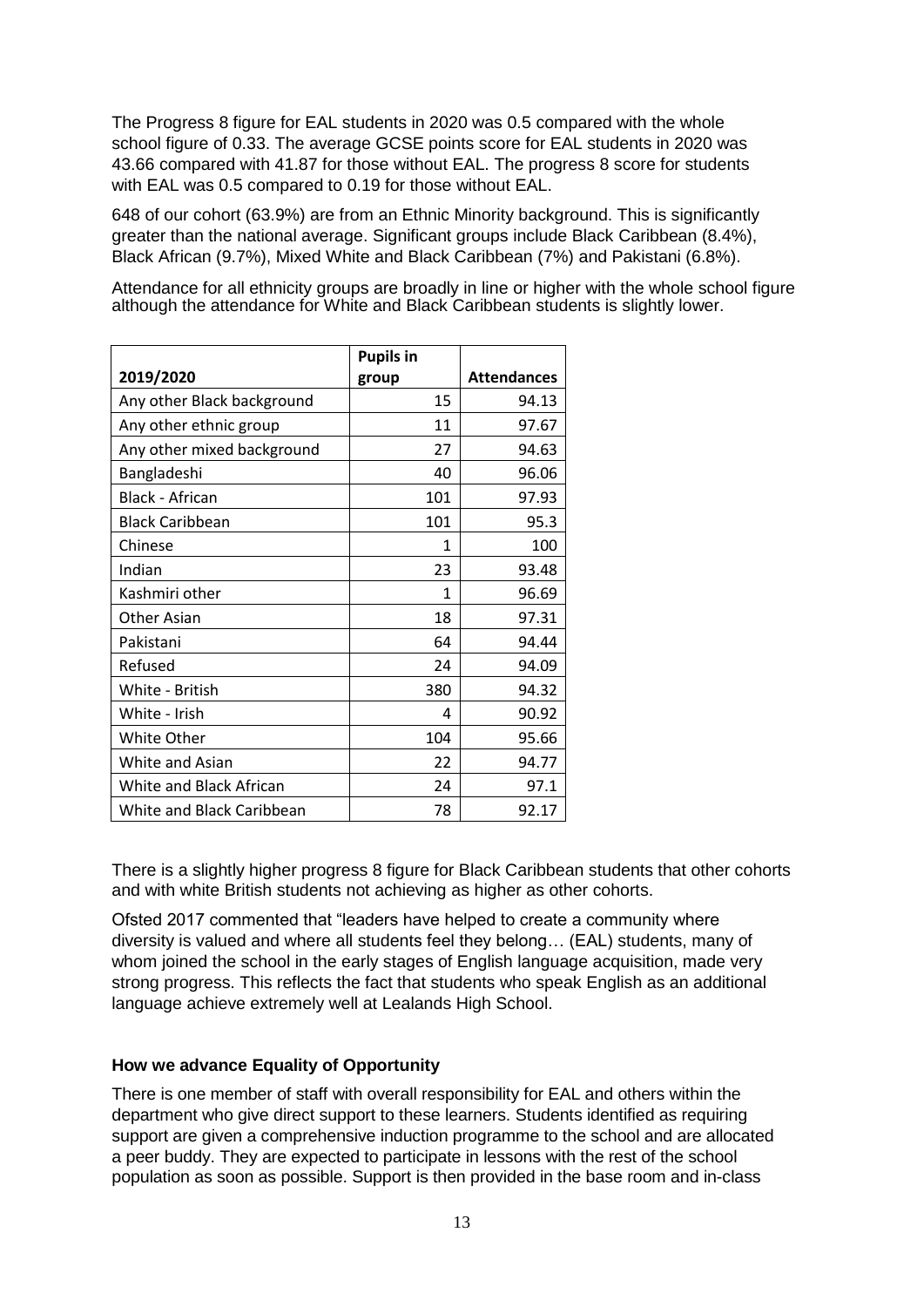The Progress 8 figure for EAL students in 2020 was 0.5 compared with the whole school figure of 0.33. The average GCSE points score for EAL students in 2020 was 43.66 compared with 41.87 for those without EAL. The progress 8 score for students with EAL was 0.5 compared to 0.19 for those without EAL.

648 of our cohort (63.9%) are from an Ethnic Minority background. This is significantly greater than the national average. Significant groups include Black Caribbean (8.4%), Black African (9.7%), Mixed White and Black Caribbean (7%) and Pakistani (6.8%).

Attendance for all ethnicity groups are broadly in line or higher with the whole school figure although the attendance for White and Black Caribbean students is slightly lower.

| 2019/2020 | Pupils in group | Attendances |
|---|---|---|
| Any other Black background | 15 | 94.13 |
| Any other ethnic group | 11 | 97.67 |
| Any other mixed background | 27 | 94.63 |
| Bangladeshi | 40 | 96.06 |
| Black - African | 101 | 97.93 |
| Black Caribbean | 101 | 95.3 |
| Chinese | 1 | 100 |
| Indian | 23 | 93.48 |
| Kashmiri other | 1 | 96.69 |
| Other Asian | 18 | 97.31 |
| Pakistani | 64 | 94.44 |
| Refused | 24 | 94.09 |
| White - British | 380 | 94.32 |
| White - Irish | 4 | 90.92 |
| White Other | 104 | 95.66 |
| White and Asian | 22 | 94.77 |
| White and Black African | 24 | 97.1 |
| White and Black Caribbean | 78 | 92.17 |

There is a slightly higher progress 8 figure for Black Caribbean students that other cohorts and with white British students not achieving as higher as other cohorts.

Ofsted 2017 commented that "leaders have helped to create a community where diversity is valued and where all students feel they belong… (EAL) students, many of whom joined the school in the early stages of English language acquisition, made very strong progress. This reflects the fact that students who speak English as an additional language achieve extremely well at Lealands High School.

**How we advance Equality of Opportunity**

There is one member of staff with overall responsibility for EAL and others within the department who give direct support to these learners. Students identified as requiring support are given a comprehensive induction programme to the school and are allocated a peer buddy. They are expected to participate in lessons with the rest of the school population as soon as possible. Support is then provided in the base room and in-class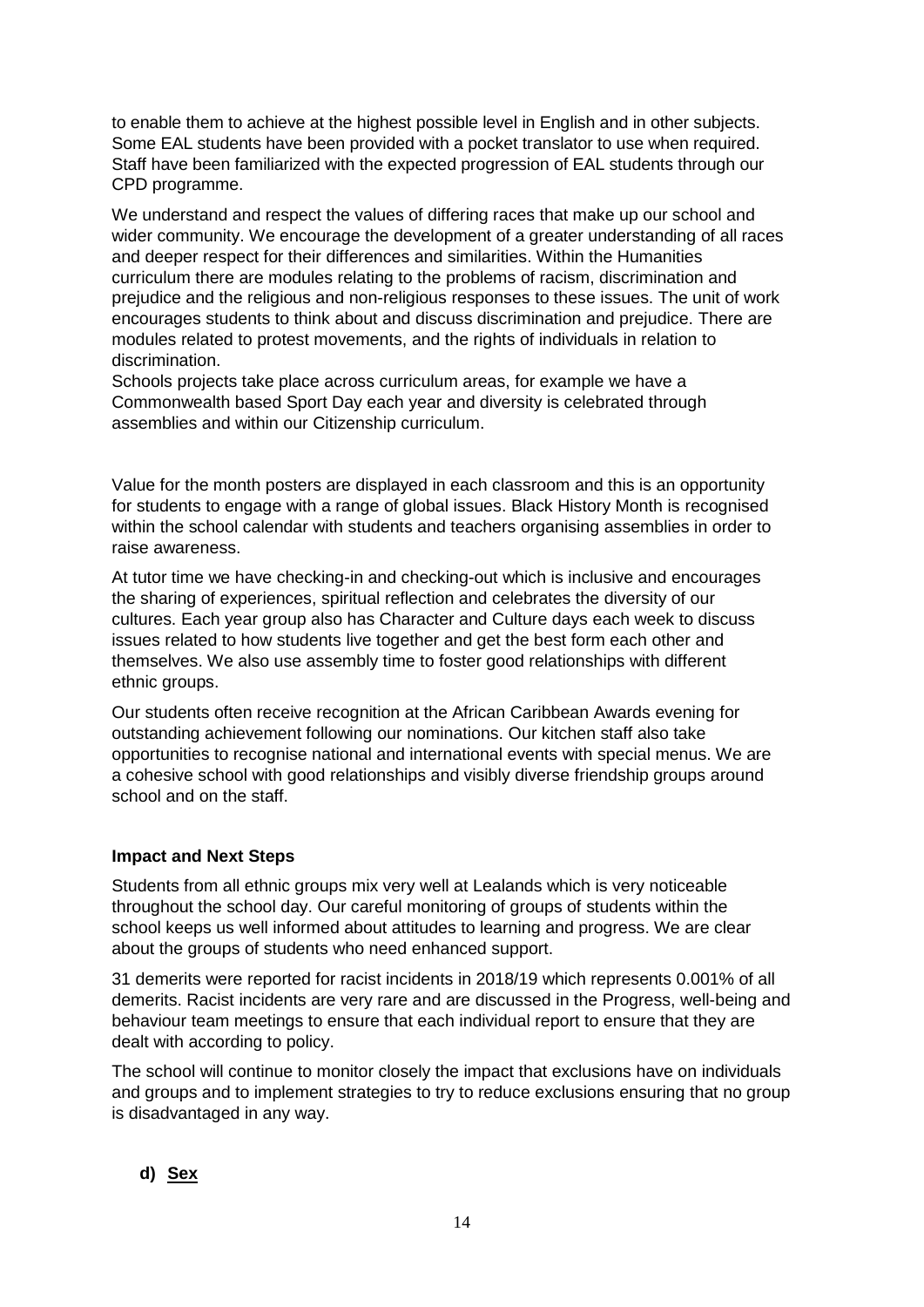to enable them to achieve at the highest possible level in English and in other subjects. Some EAL students have been provided with a pocket translator to use when required. Staff have been familiarized with the expected progression of EAL students through our CPD programme.

We understand and respect the values of differing races that make up our school and wider community. We encourage the development of a greater understanding of all races and deeper respect for their differences and similarities. Within the Humanities curriculum there are modules relating to the problems of racism, discrimination and prejudice and the religious and non-religious responses to these issues. The unit of work encourages students to think about and discuss discrimination and prejudice. There are modules related to protest movements, and the rights of individuals in relation to discrimination.
Schools projects take place across curriculum areas, for example we have a Commonwealth based Sport Day each year and diversity is celebrated through assemblies and within our Citizenship curriculum.

Value for the month posters are displayed in each classroom and this is an opportunity for students to engage with a range of global issues. Black History Month is recognised within the school calendar with students and teachers organising assemblies in order to raise awareness.

At tutor time we have checking-in and checking-out which is inclusive and encourages the sharing of experiences, spiritual reflection and celebrates the diversity of our cultures. Each year group also has Character and Culture days each week to discuss issues related to how students live together and get the best form each other and themselves. We also use assembly time to foster good relationships with different ethnic groups.

Our students often receive recognition at the African Caribbean Awards evening for outstanding achievement following our nominations. Our kitchen staff also take opportunities to recognise national and international events with special menus. We are a cohesive school with good relationships and visibly diverse friendship groups around school and on the staff.

**Impact and Next Steps**

Students from all ethnic groups mix very well at Lealands which is very noticeable throughout the school day. Our careful monitoring of groups of students within the school keeps us well informed about attitudes to learning and progress. We are clear about the groups of students who need enhanced support.

31 demerits were reported for racist incidents in 2018/19 which represents 0.001% of all demerits. Racist incidents are very rare and are discussed in the Progress, well-being and behaviour team meetings to ensure that each individual report to ensure that they are dealt with according to policy.

The school will continue to monitor closely the impact that exclusions have on individuals and groups and to implement strategies to try to reduce exclusions ensuring that no group is disadvantaged in any way.

**d) Sex**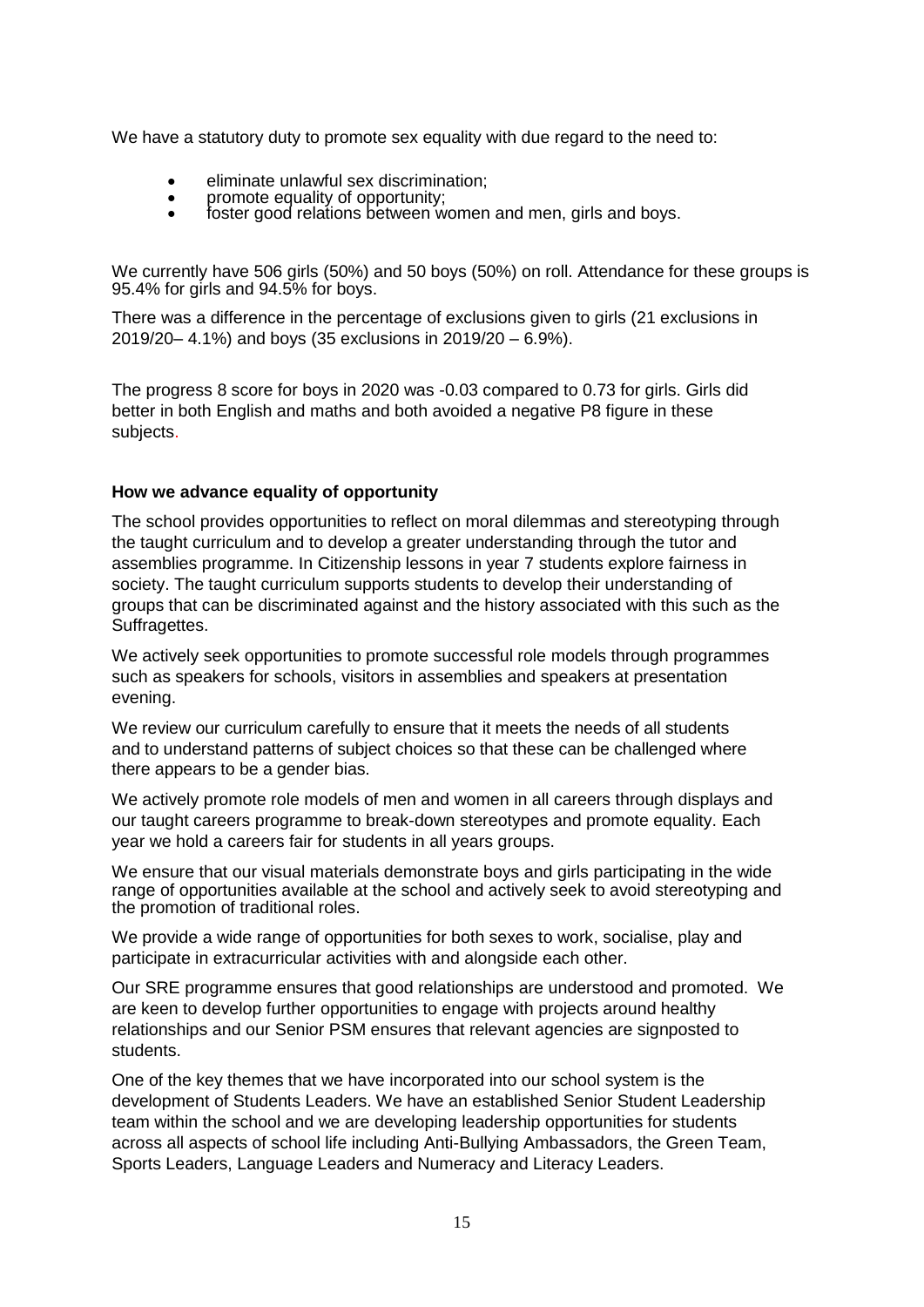We have a statutory duty to promote sex equality with due regard to the need to:

- eliminate unlawful sex discrimination;
- promote equality of opportunity;
- foster good relations between women and men, girls and boys.

We currently have 506 girls (50%) and 50 boys (50%) on roll. Attendance for these groups is 95.4% for girls and 94.5% for boys.

There was a difference in the percentage of exclusions given to girls (21 exclusions in 2019/20– 4.1%) and boys (35 exclusions in 2019/20 – 6.9%).

The progress 8 score for boys in 2020 was -0.03 compared to 0.73 for girls. Girls did better in both English and maths and both avoided a negative P8 figure in these subjects.

**How we advance equality of opportunity**

The school provides opportunities to reflect on moral dilemmas and stereotyping through the taught curriculum and to develop a greater understanding through the tutor and assemblies programme. In Citizenship lessons in year 7 students explore fairness in society. The taught curriculum supports students to develop their understanding of groups that can be discriminated against and the history associated with this such as the Suffragettes.

We actively seek opportunities to promote successful role models through programmes such as speakers for schools, visitors in assemblies and speakers at presentation evening.

We review our curriculum carefully to ensure that it meets the needs of all students and to understand patterns of subject choices so that these can be challenged where there appears to be a gender bias.

We actively promote role models of men and women in all careers through displays and our taught careers programme to break-down stereotypes and promote equality. Each year we hold a careers fair for students in all years groups.

We ensure that our visual materials demonstrate boys and girls participating in the wide range of opportunities available at the school and actively seek to avoid stereotyping and the promotion of traditional roles.

We provide a wide range of opportunities for both sexes to work, socialise, play and participate in extracurricular activities with and alongside each other.

Our SRE programme ensures that good relationships are understood and promoted. We are keen to develop further opportunities to engage with projects around healthy relationships and our Senior PSM ensures that relevant agencies are signposted to students.

One of the key themes that we have incorporated into our school system is the development of Students Leaders. We have an established Senior Student Leadership team within the school and we are developing leadership opportunities for students across all aspects of school life including Anti-Bullying Ambassadors, the Green Team, Sports Leaders, Language Leaders and Numeracy and Literacy Leaders.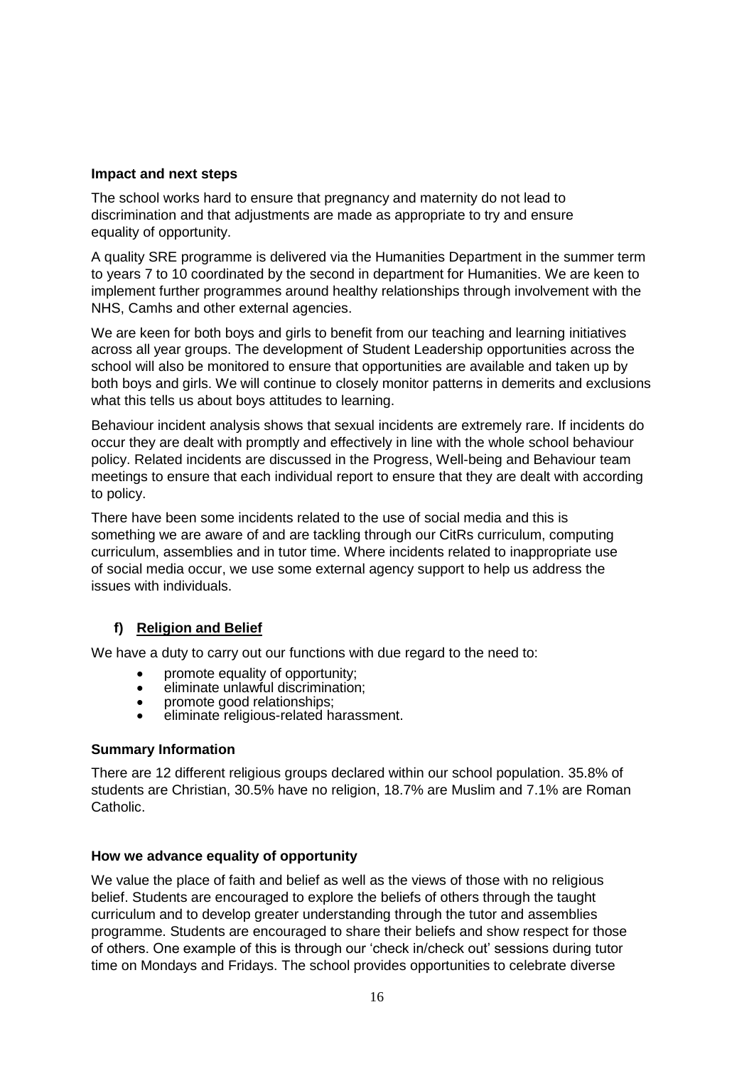**Impact and next steps**

The school works hard to ensure that pregnancy and maternity do not lead to discrimination and that adjustments are made as appropriate to try and ensure equality of opportunity.

A quality SRE programme is delivered via the Humanities Department in the summer term to years 7 to 10 coordinated by the second in department for Humanities. We are keen to implement further programmes around healthy relationships through involvement with the NHS, Camhs and other external agencies.

We are keen for both boys and girls to benefit from our teaching and learning initiatives across all year groups. The development of Student Leadership opportunities across the school will also be monitored to ensure that opportunities are available and taken up by both boys and girls. We will continue to closely monitor patterns in demerits and exclusions what this tells us about boys attitudes to learning.

Behaviour incident analysis shows that sexual incidents are extremely rare. If incidents do occur they are dealt with promptly and effectively in line with the whole school behaviour policy. Related incidents are discussed in the Progress, Well-being and Behaviour team meetings to ensure that each individual report to ensure that they are dealt with according to policy.

There have been some incidents related to the use of social media and this is something we are aware of and are tackling through our CitRs curriculum, computing curriculum, assemblies and in tutor time. Where incidents related to inappropriate use of social media occur, we use some external agency support to help us address the issues with individuals.

### f) Religion and Belief

We have a duty to carry out our functions with due regard to the need to:

- promote equality of opportunity;
- eliminate unlawful discrimination;
- promote good relationships;
- eliminate religious-related harassment.

**Summary Information**

There are 12 different religious groups declared within our school population. 35.8% of students are Christian, 30.5% have no religion, 18.7% are Muslim and 7.1% are Roman Catholic.

**How we advance equality of opportunity**

We value the place of faith and belief as well as the views of those with no religious belief. Students are encouraged to explore the beliefs of others through the taught curriculum and to develop greater understanding through the tutor and assemblies programme. Students are encouraged to share their beliefs and show respect for those of others. One example of this is through our 'check in/check out' sessions during tutor time on Mondays and Fridays. The school provides opportunities to celebrate diverse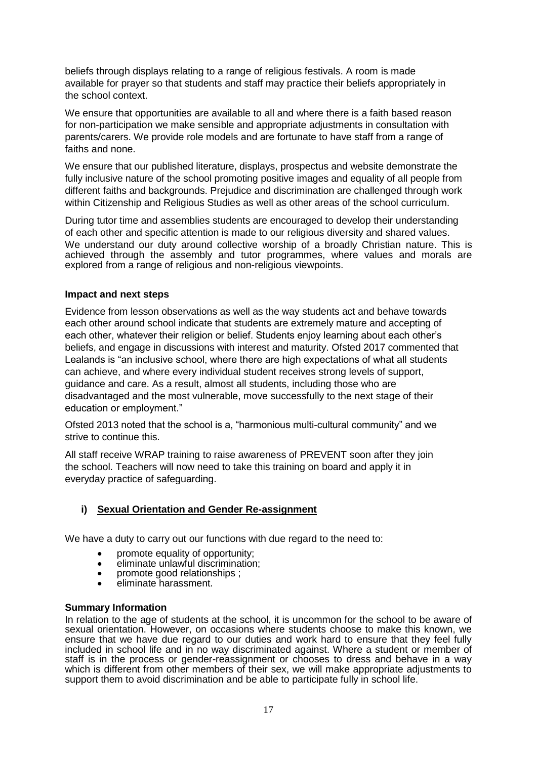beliefs through displays relating to a range of religious festivals. A room is made available for prayer so that students and staff may practice their beliefs appropriately in the school context.

We ensure that opportunities are available to all and where there is a faith based reason for non-participation we make sensible and appropriate adjustments in consultation with parents/carers. We provide role models and are fortunate to have staff from a range of faiths and none.

We ensure that our published literature, displays, prospectus and website demonstrate the fully inclusive nature of the school promoting positive images and equality of all people from different faiths and backgrounds. Prejudice and discrimination are challenged through work within Citizenship and Religious Studies as well as other areas of the school curriculum.

During tutor time and assemblies students are encouraged to develop their understanding of each other and specific attention is made to our religious diversity and shared values. We understand our duty around collective worship of a broadly Christian nature. This is achieved through the assembly and tutor programmes, where values and morals are explored from a range of religious and non-religious viewpoints.

**Impact and next steps**

Evidence from lesson observations as well as the way students act and behave towards each other around school indicate that students are extremely mature and accepting of each other, whatever their religion or belief. Students enjoy learning about each other's beliefs, and engage in discussions with interest and maturity. Ofsted 2017 commented that Lealands is "an inclusive school, where there are high expectations of what all students can achieve, and where every individual student receives strong levels of support, guidance and care. As a result, almost all students, including those who are disadvantaged and the most vulnerable, move successfully to the next stage of their education or employment."

Ofsted 2013 noted that the school is a, "harmonious multi-cultural community" and we strive to continue this.

All staff receive WRAP training to raise awareness of PREVENT soon after they join the school. Teachers will now need to take this training on board and apply it in everyday practice of safeguarding.

### i) Sexual Orientation and Gender Re-assignment

We have a duty to carry out our functions with due regard to the need to:

- promote equality of opportunity;
- eliminate unlawful discrimination;
- promote good relationships ;
- eliminate harassment.

**Summary Information**

In relation to the age of students at the school, it is uncommon for the school to be aware of sexual orientation. However, on occasions where students choose to make this known, we ensure that we have due regard to our duties and work hard to ensure that they feel fully included in school life and in no way discriminated against. Where a student or member of staff is in the process or gender-reassignment or chooses to dress and behave in a way which is different from other members of their sex, we will make appropriate adjustments to support them to avoid discrimination and be able to participate fully in school life.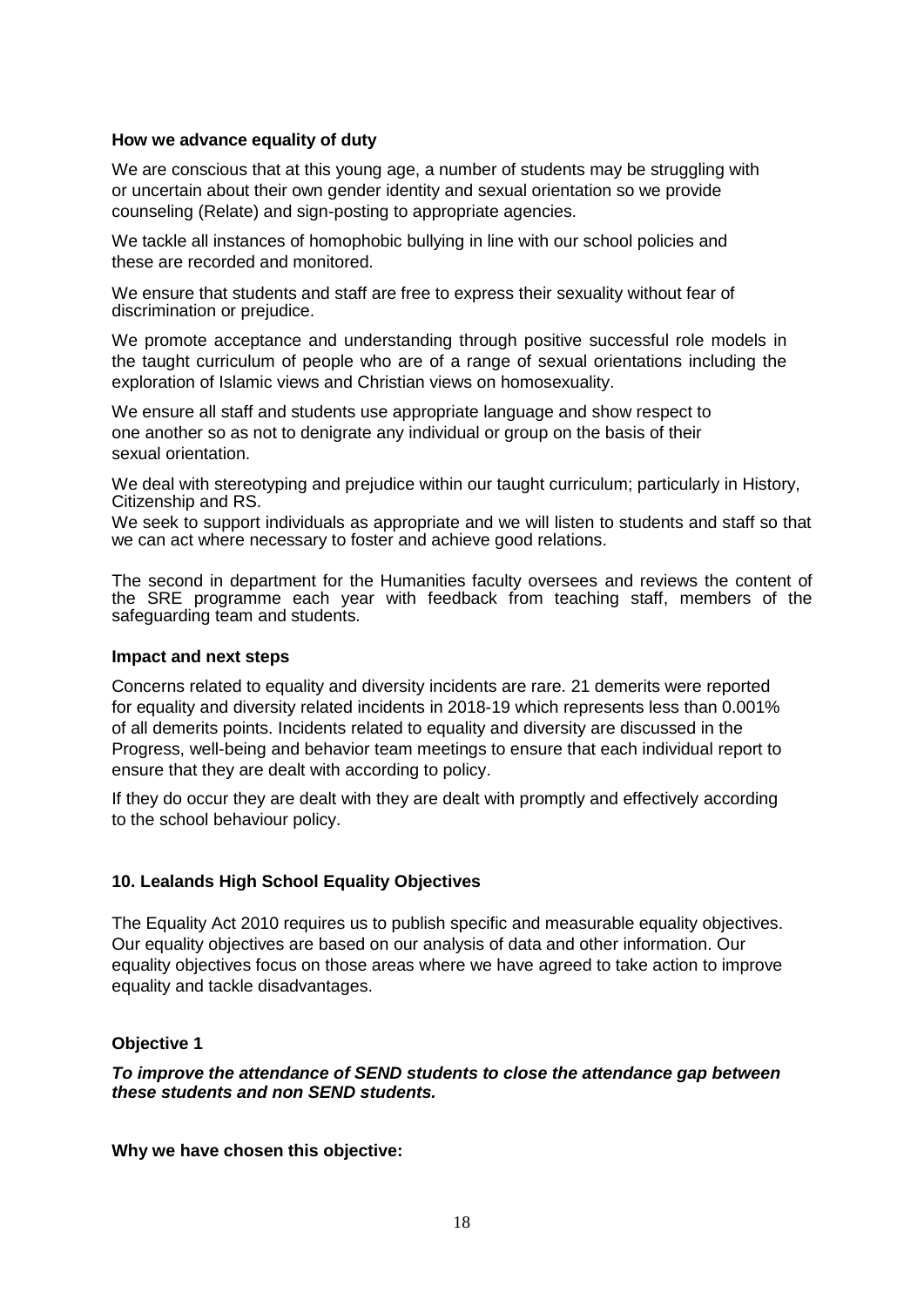**How we advance equality of duty**

We are conscious that at this young age, a number of students may be struggling with or uncertain about their own gender identity and sexual orientation so we provide counseling (Relate) and sign-posting to appropriate agencies.

We tackle all instances of homophobic bullying in line with our school policies and these are recorded and monitored.

We ensure that students and staff are free to express their sexuality without fear of discrimination or prejudice.

We promote acceptance and understanding through positive successful role models in the taught curriculum of people who are of a range of sexual orientations including the exploration of Islamic views and Christian views on homosexuality.

We ensure all staff and students use appropriate language and show respect to one another so as not to denigrate any individual or group on the basis of their sexual orientation.

We deal with stereotyping and prejudice within our taught curriculum; particularly in History, Citizenship and RS.
We seek to support individuals as appropriate and we will listen to students and staff so that we can act where necessary to foster and achieve good relations.

The second in department for the Humanities faculty oversees and reviews the content of the SRE programme each year with feedback from teaching staff, members of the safeguarding team and students.

**Impact and next steps**

Concerns related to equality and diversity incidents are rare. 21 demerits were reported for equality and diversity related incidents in 2018-19 which represents less than 0.001% of all demerits points. Incidents related to equality and diversity are discussed in the Progress, well-being and behavior team meetings to ensure that each individual report to ensure that they are dealt with according to policy.

If they do occur they are dealt with they are dealt with promptly and effectively according to the school behaviour policy.

## 10. Lealands High School Equality Objectives

The Equality Act 2010 requires us to publish specific and measurable equality objectives. Our equality objectives are based on our analysis of data and other information. Our equality objectives focus on those areas where we have agreed to take action to improve equality and tackle disadvantages.

### Objective 1

***To improve the attendance of SEND students to close the attendance gap between these students and non SEND students.***

**Why we have chosen this objective:**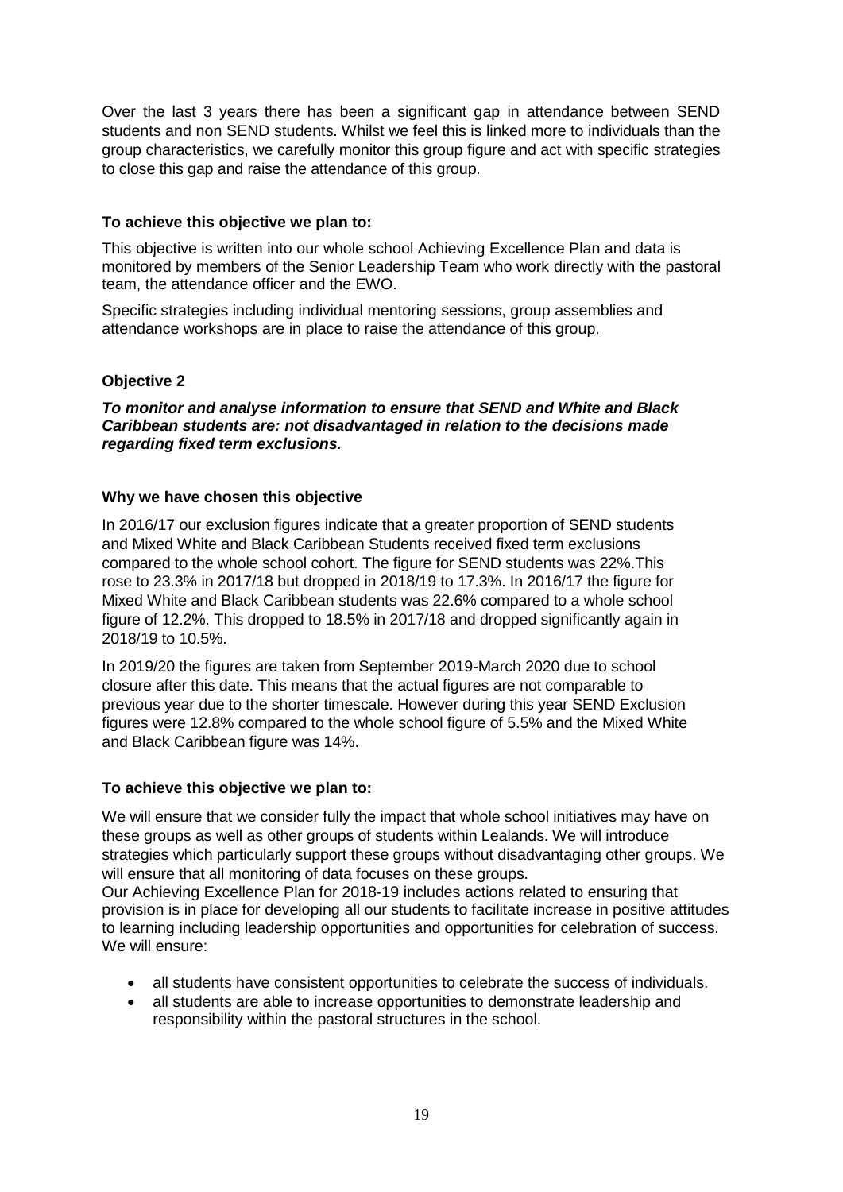Over the last 3 years there has been a significant gap in attendance between SEND students and non SEND students. Whilst we feel this is linked more to individuals than the group characteristics, we carefully monitor this group figure and act with specific strategies to close this gap and raise the attendance of this group.

**To achieve this objective we plan to:**

This objective is written into our whole school Achieving Excellence Plan and data is monitored by members of the Senior Leadership Team who work directly with the pastoral team, the attendance officer and the EWO.

Specific strategies including individual mentoring sessions, group assemblies and attendance workshops are in place to raise the attendance of this group.

**Objective 2**

***To monitor and analyse information to ensure that SEND and White and Black Caribbean students are: not disadvantaged in relation to the decisions made regarding fixed term exclusions.***

**Why we have chosen this objective**

In 2016/17 our exclusion figures indicate that a greater proportion of SEND students and Mixed White and Black Caribbean Students received fixed term exclusions compared to the whole school cohort. The figure for SEND students was 22%.This rose to 23.3% in 2017/18 but dropped in 2018/19 to 17.3%. In 2016/17 the figure for Mixed White and Black Caribbean students was 22.6% compared to a whole school figure of 12.2%. This dropped to 18.5% in 2017/18 and dropped significantly again in 2018/19 to 10.5%.

In 2019/20 the figures are taken from September 2019-March 2020 due to school closure after this date. This means that the actual figures are not comparable to previous year due to the shorter timescale. However during this year SEND Exclusion figures were 12.8% compared to the whole school figure of 5.5% and the Mixed White and Black Caribbean figure was 14%.

**To achieve this objective we plan to:**

We will ensure that we consider fully the impact that whole school initiatives may have on these groups as well as other groups of students within Lealands. We will introduce strategies which particularly support these groups without disadvantaging other groups. We will ensure that all monitoring of data focuses on these groups.
Our Achieving Excellence Plan for 2018-19 includes actions related to ensuring that provision is in place for developing all our students to facilitate increase in positive attitudes to learning including leadership opportunities and opportunities for celebration of success. We will ensure:

- all students have consistent opportunities to celebrate the success of individuals.
- all students are able to increase opportunities to demonstrate leadership and responsibility within the pastoral structures in the school.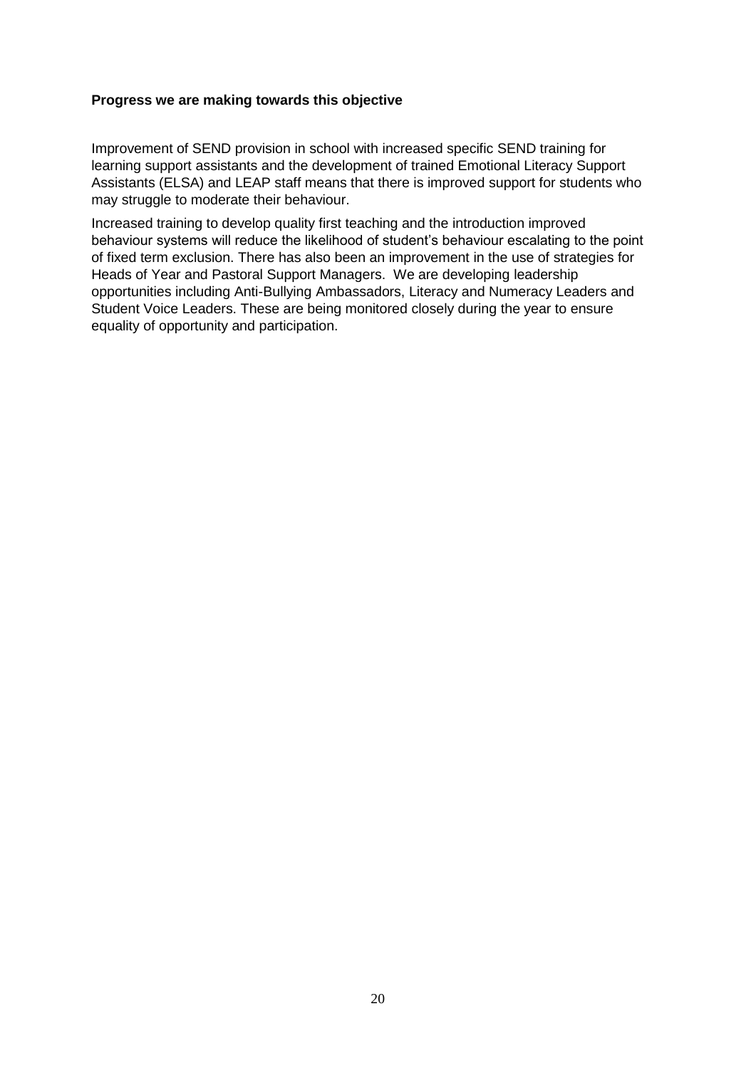**Progress we are making towards this objective**

Improvement of SEND provision in school with increased specific SEND training for learning support assistants and the development of trained Emotional Literacy Support Assistants (ELSA) and LEAP staff means that there is improved support for students who may struggle to moderate their behaviour.

Increased training to develop quality first teaching and the introduction improved behaviour systems will reduce the likelihood of student's behaviour escalating to the point of fixed term exclusion. There has also been an improvement in the use of strategies for Heads of Year and Pastoral Support Managers. We are developing leadership opportunities including Anti-Bullying Ambassadors, Literacy and Numeracy Leaders and Student Voice Leaders. These are being monitored closely during the year to ensure equality of opportunity and participation.